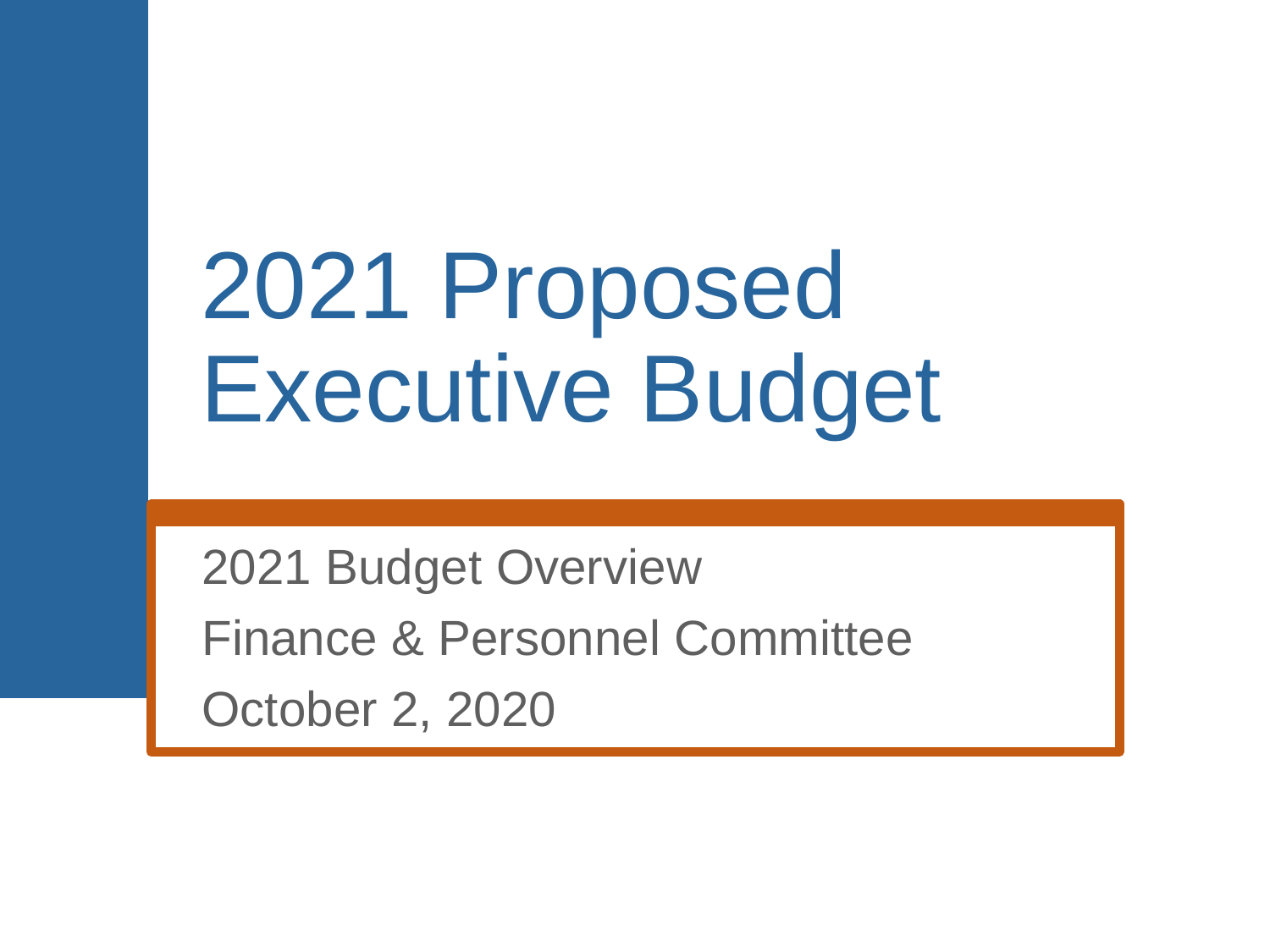# 2021 Proposed Executive Budget

2021 Budget Overview

Finance & Personnel Committee

October 2, 2020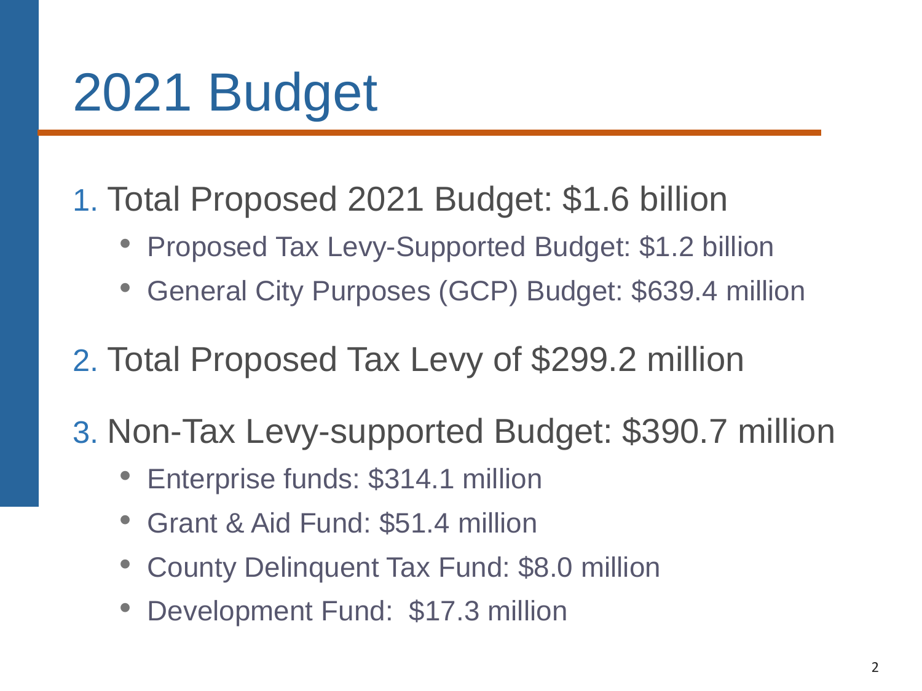# 2021 Budget

1. Total Proposed 2021 Budget: $1.6 billion
    - Proposed Tax Levy-Supported Budget: $1.2 billion
    - General City Purposes (GCP) Budget: $639.4 million

2. Total Proposed Tax Levy of $299.2 million

3. Non-Tax Levy-supported Budget: $390.7 million
    - Enterprise funds: $314.1 million
    - Grant & Aid Fund: $51.4 million
    - County Delinquent Tax Fund: $8.0 million
    - Development Fund: $17.3 million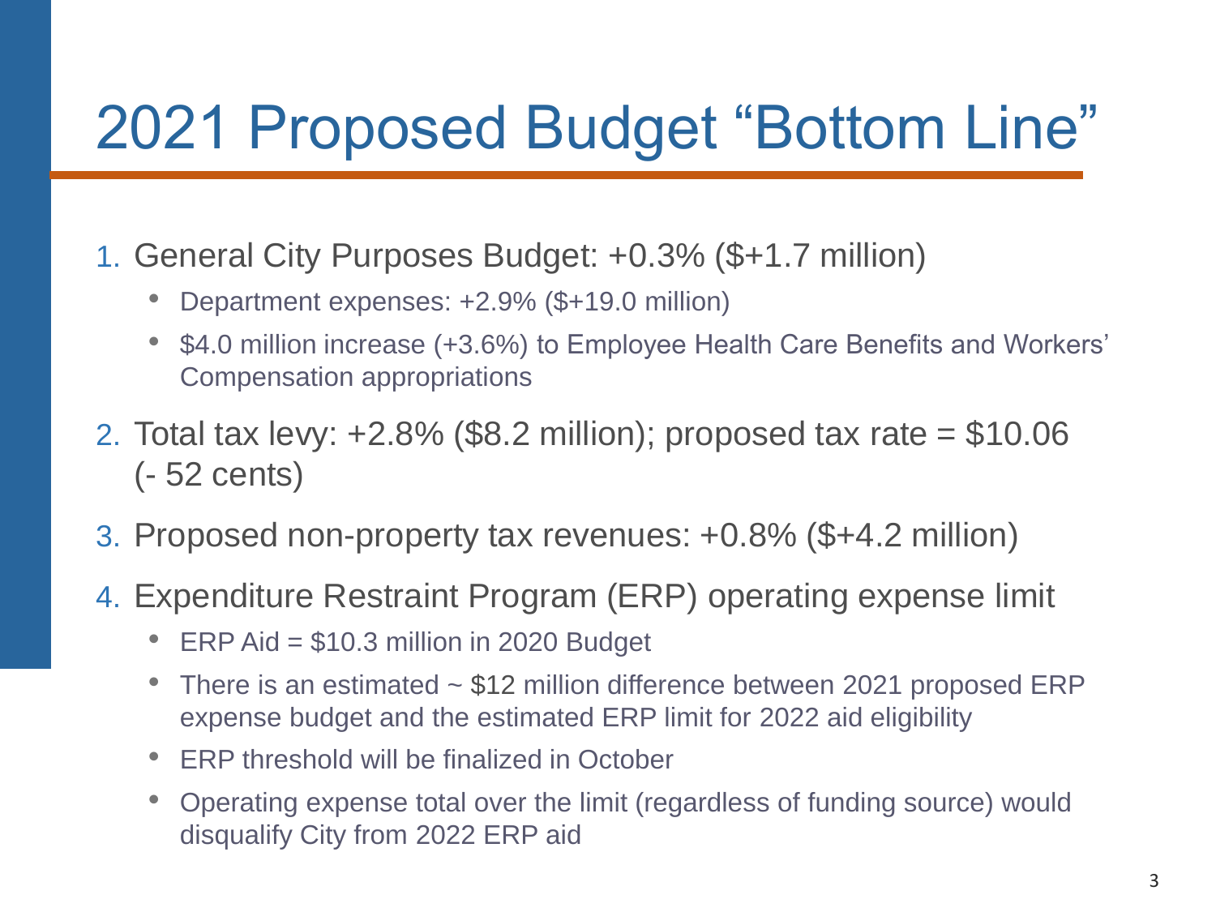# 2021 Proposed Budget "Bottom Line"

1. General City Purposes Budget: +0.3% ($+1.7 million)
   - Department expenses: +2.9% ($+19.0 million)
   - $4.0 million increase (+3.6%) to Employee Health Care Benefits and Workers' Compensation appropriations
2. Total tax levy: +2.8% ($8.2 million); proposed tax rate = $10.06 (- 52 cents)
3. Proposed non-property tax revenues: +0.8% ($+4.2 million)
4. Expenditure Restraint Program (ERP) operating expense limit
   - ERP Aid = $10.3 million in 2020 Budget
   - There is an estimated ~ $12 million difference between 2021 proposed ERP expense budget and the estimated ERP limit for 2022 aid eligibility
   - ERP threshold will be finalized in October
   - Operating expense total over the limit (regardless of funding source) would disqualify City from 2022 ERP aid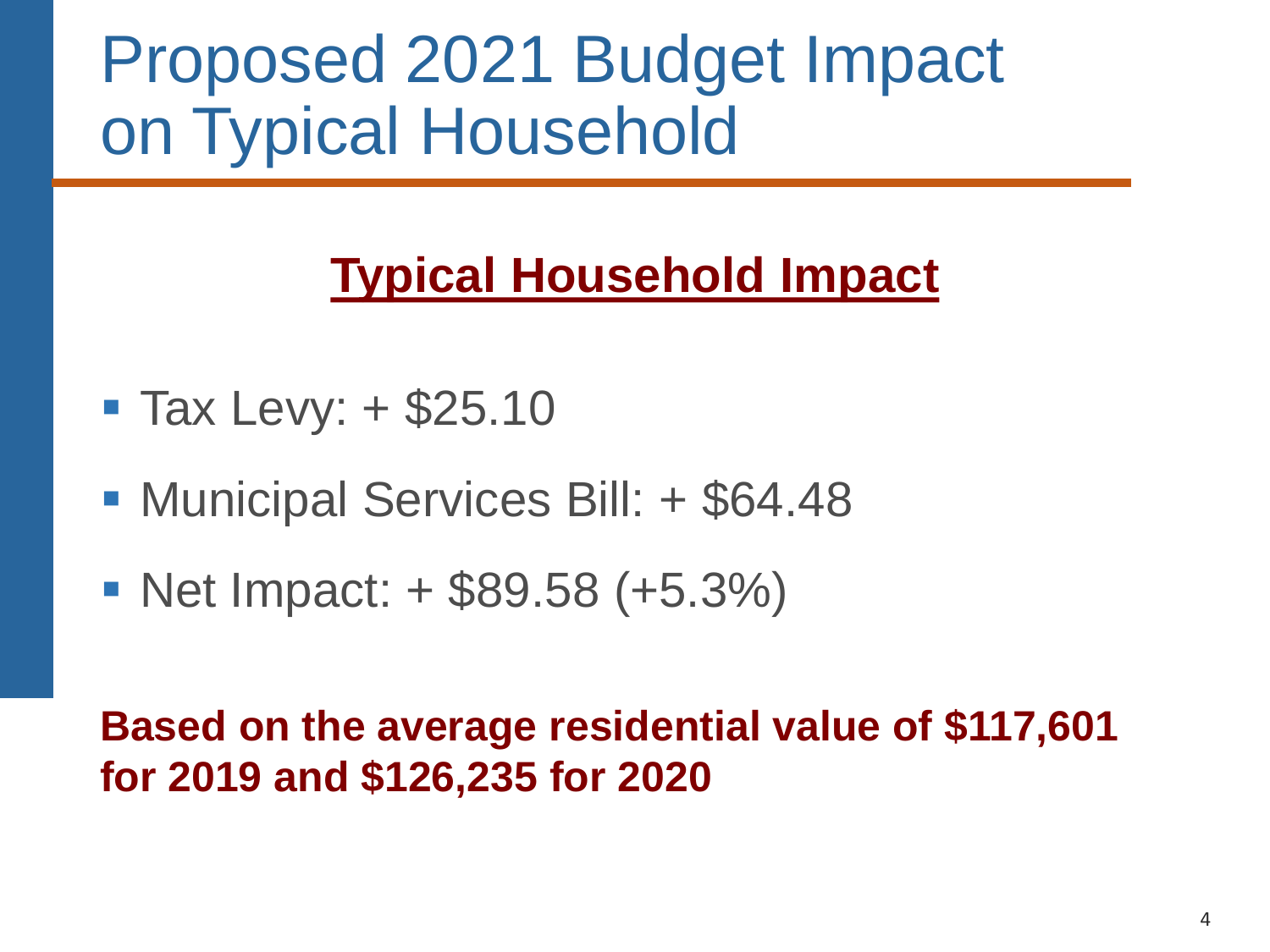# Proposed 2021 Budget Impact on Typical Household

## Typical Household Impact

- Tax Levy: + $25.10
- Municipal Services Bill: + $64.48
- Net Impact: + $89.58 (+5.3%)

**Based on the average residential value of $117,601 for 2019 and $126,235 for 2020**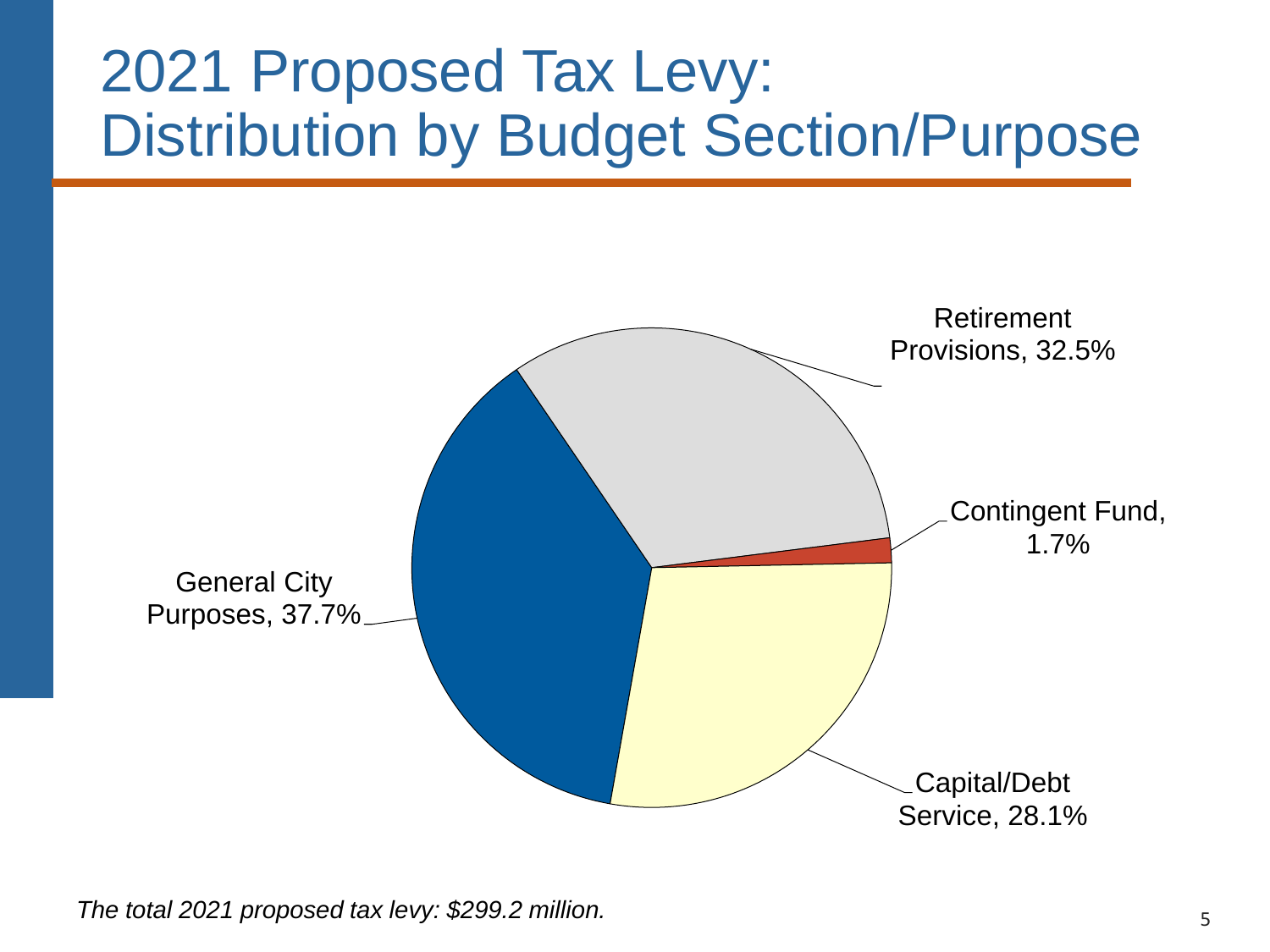# 2021 Proposed Tax Levy: Distribution by Budget Section/Purpose

Retirement Provisions, 32.5%

Contingent Fund, 1.7%

General City Purposes, 37.7%

Capital/Debt Service, 28.1%

*The total 2021 proposed tax levy: $299.2 million.*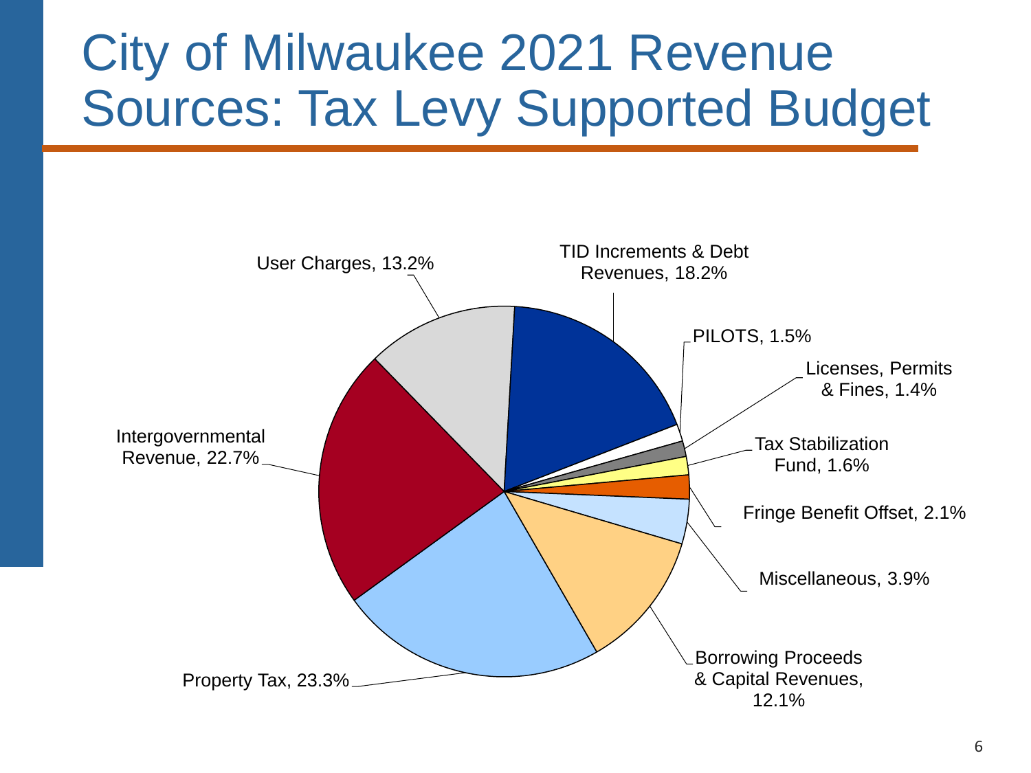# City of Milwaukee 2021 Revenue Sources: Tax Levy Supported Budget

User Charges, 13.2%

TID Increments & Debt Revenues, 18.2%

PILOTS, 1.5%

Licenses, Permits & Fines, 1.4%

Tax Stabilization Fund, 1.6%

Fringe Benefit Offset, 2.1%

Miscellaneous, 3.9%

Borrowing Proceeds & Capital Revenues, 12.1%

Property Tax, 23.3%

Intergovernmental Revenue, 22.7%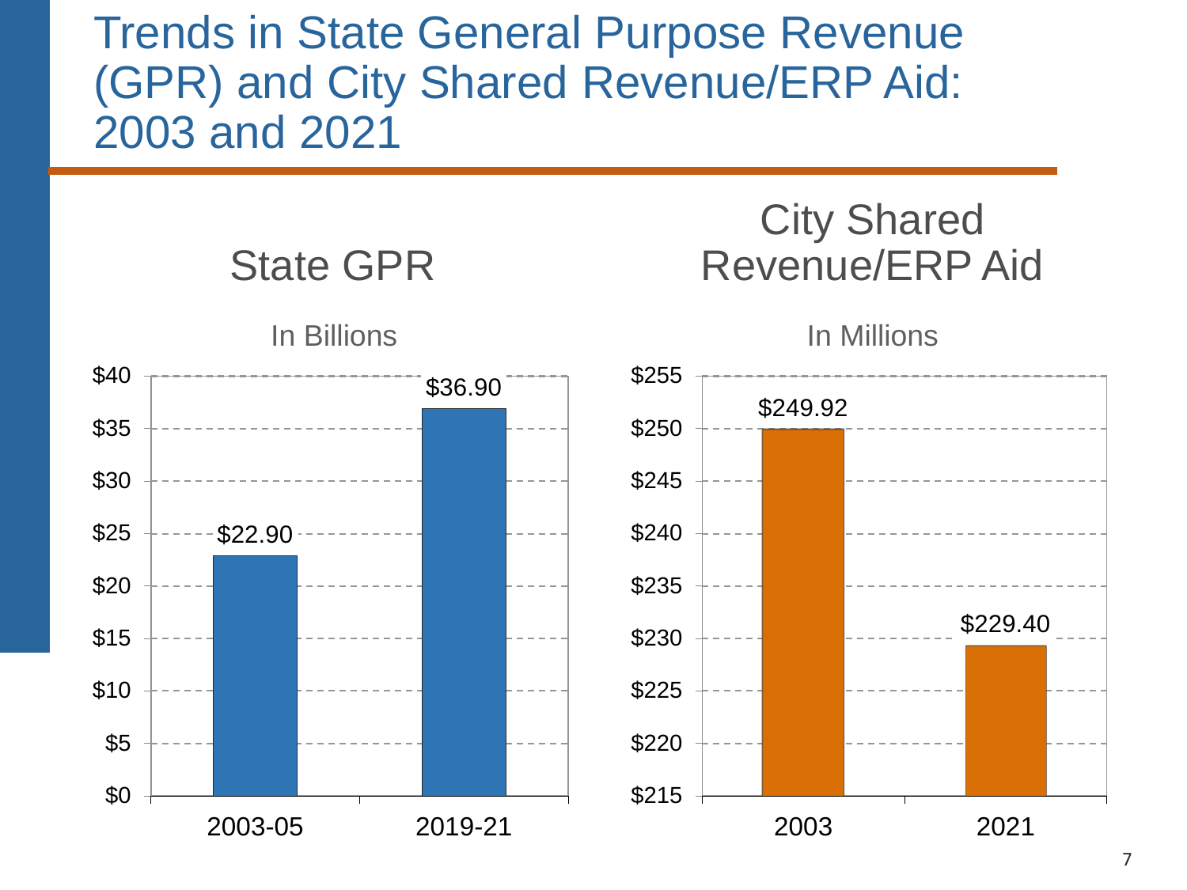# Trends in State General Purpose Revenue (GPR) and City Shared Revenue/ERP Aid: 2003 and 2021

## State GPR

In Billions

| Period | State GPR |
| --- | --- |
| 2003-05 | $22.90 |
| 2019-21 | $36.90 |

## City Shared Revenue/ERP Aid

In Millions

| Year | City Shared Revenue/ERP Aid |
| --- | --- |
| 2003 | $249.92 |
| 2021 | $229.40 |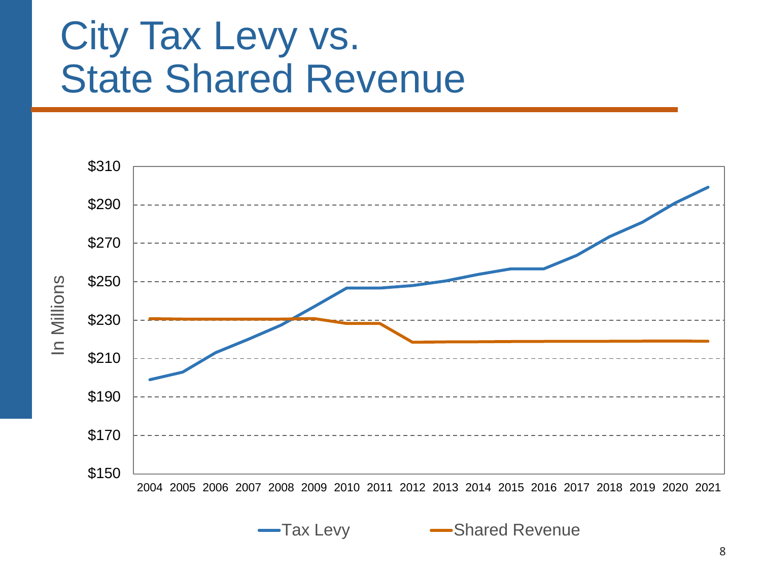# City Tax Levy vs. State Shared Revenue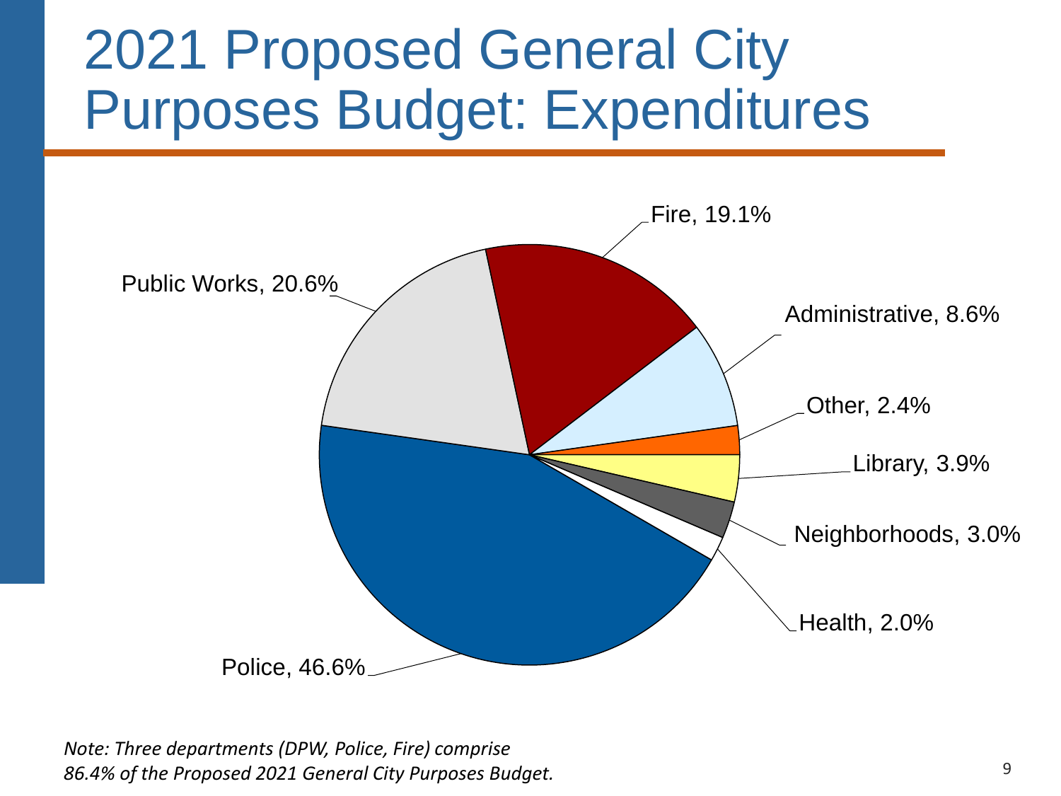# 2021 Proposed General City Purposes Budget: Expenditures

Fire, 19.1%

Public Works, 20.6%

Administrative, 8.6%

Other, 2.4%

Library, 3.9%

Neighborhoods, 3.0%

Health, 2.0%

Police, 46.6%

*Note: Three departments (DPW, Police, Fire) comprise 86.4% of the Proposed 2021 General City Purposes Budget.*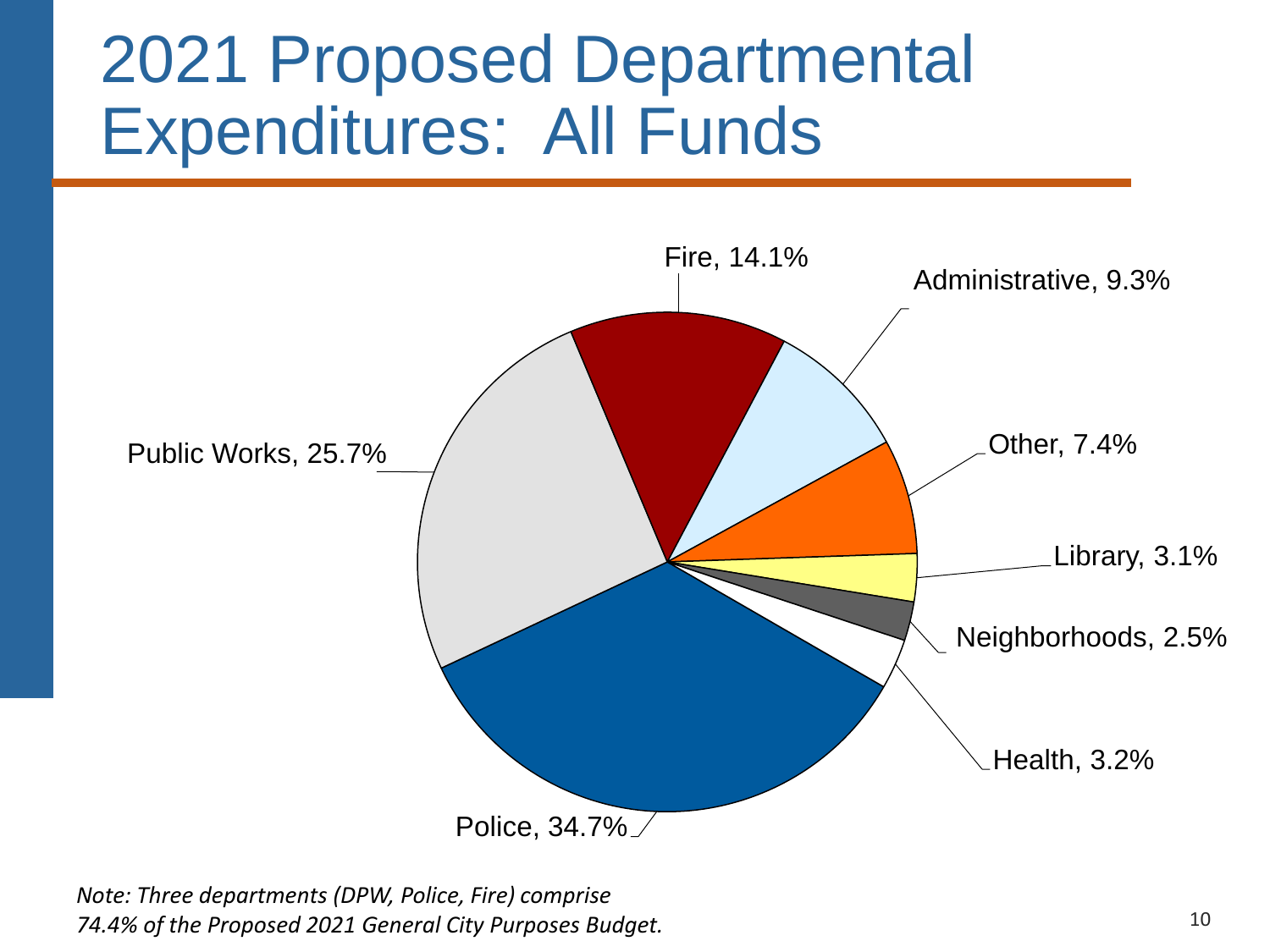# 2021 Proposed Departmental Expenditures: All Funds

Fire, 14.1%

Administrative, 9.3%

Other, 7.4%

Library, 3.1%

Neighborhoods, 2.5%

Health, 3.2%

Police, 34.7%

Public Works, 25.7%

*Note: Three departments (DPW, Police, Fire) comprise 74.4% of the Proposed 2021 General City Purposes Budget.*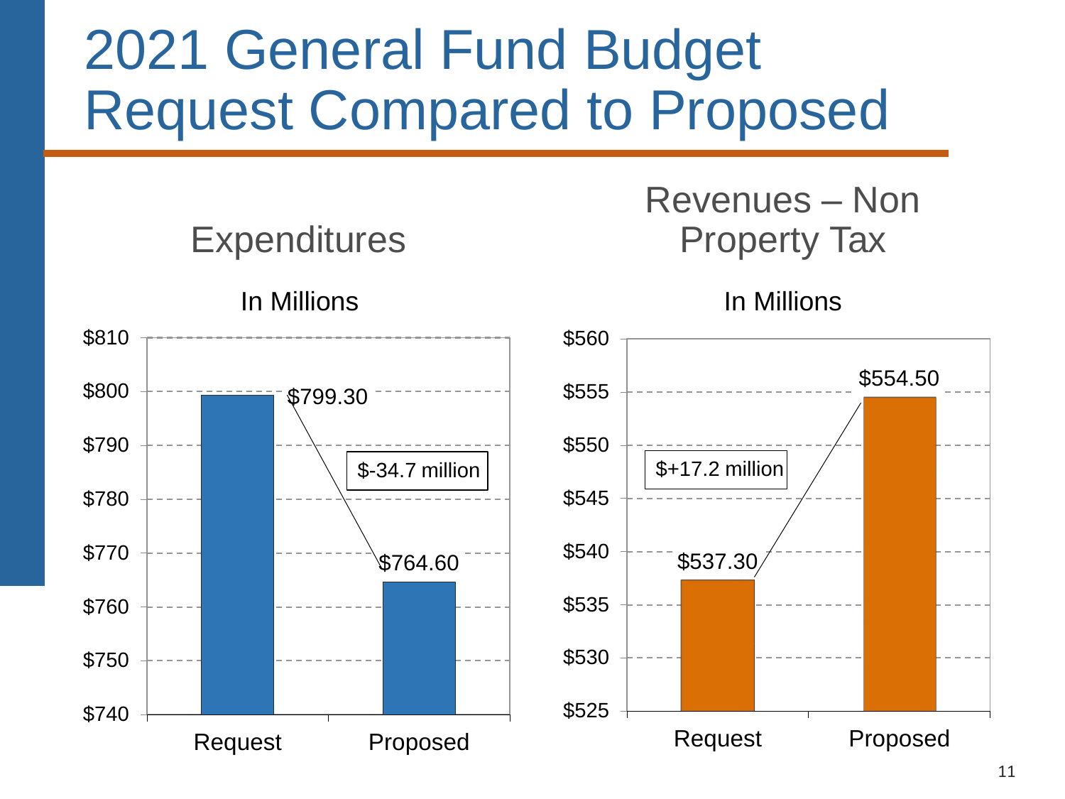# 2021 General Fund Budget Request Compared to Proposed

## Expenditures

In Millions

| | Expenditures |
|---|---|
| Request | $799.30 |
| Proposed | $764.60 |

$-34.7 million

## Revenues – Non Property Tax

In Millions

| | Revenues – Non Property Tax |
|---|---|
| Request | $537.30 |
| Proposed | $554.50 |

$+17.2 million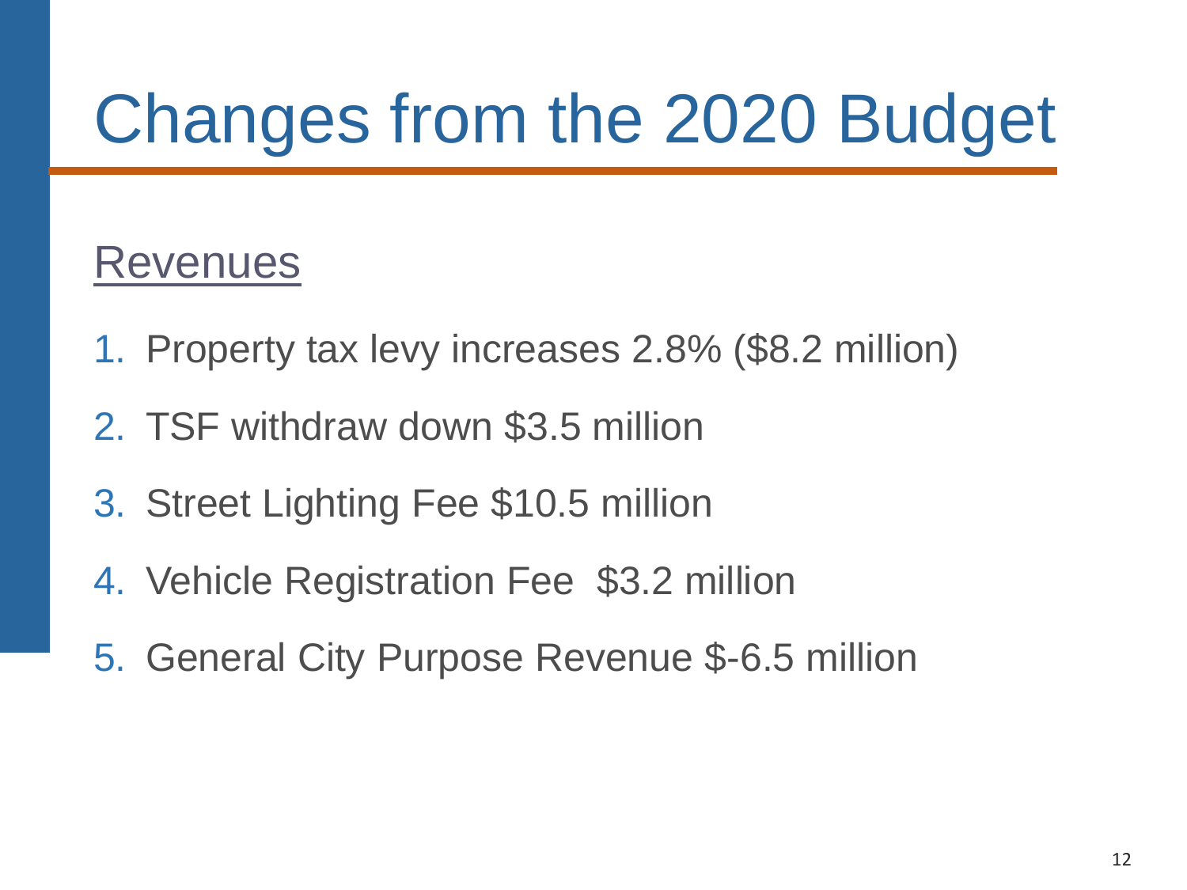# Changes from the 2020 Budget

## Revenues

1. Property tax levy increases 2.8% ($8.2 million)
2. TSF withdraw down $3.5 million
3. Street Lighting Fee $10.5 million
4. Vehicle Registration Fee $3.2 million
5. General City Purpose Revenue $-6.5 million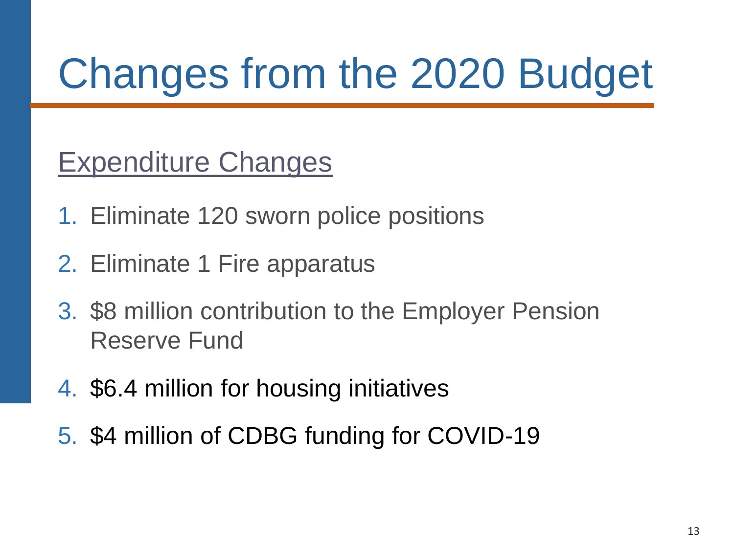# Changes from the 2020 Budget

## Expenditure Changes

1. Eliminate 120 sworn police positions
2. Eliminate 1 Fire apparatus
3. $8 million contribution to the Employer Pension Reserve Fund
4. $6.4 million for housing initiatives
5. $4 million of CDBG funding for COVID-19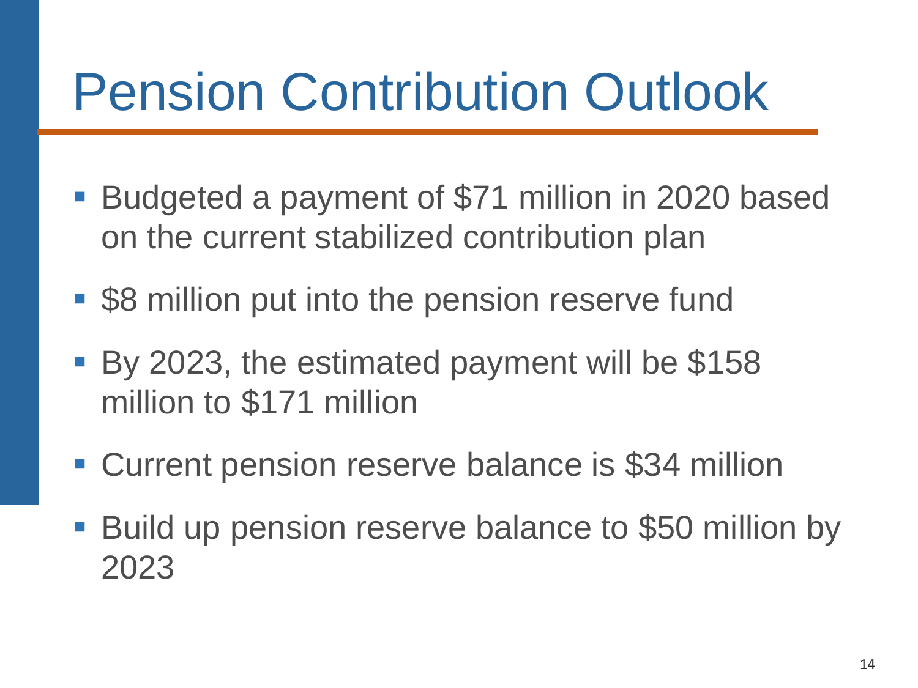# Pension Contribution Outlook

- Budgeted a payment of $71 million in 2020 based on the current stabilized contribution plan
- $8 million put into the pension reserve fund
- By 2023, the estimated payment will be $158 million to $171 million
- Current pension reserve balance is $34 million
- Build up pension reserve balance to $50 million by 2023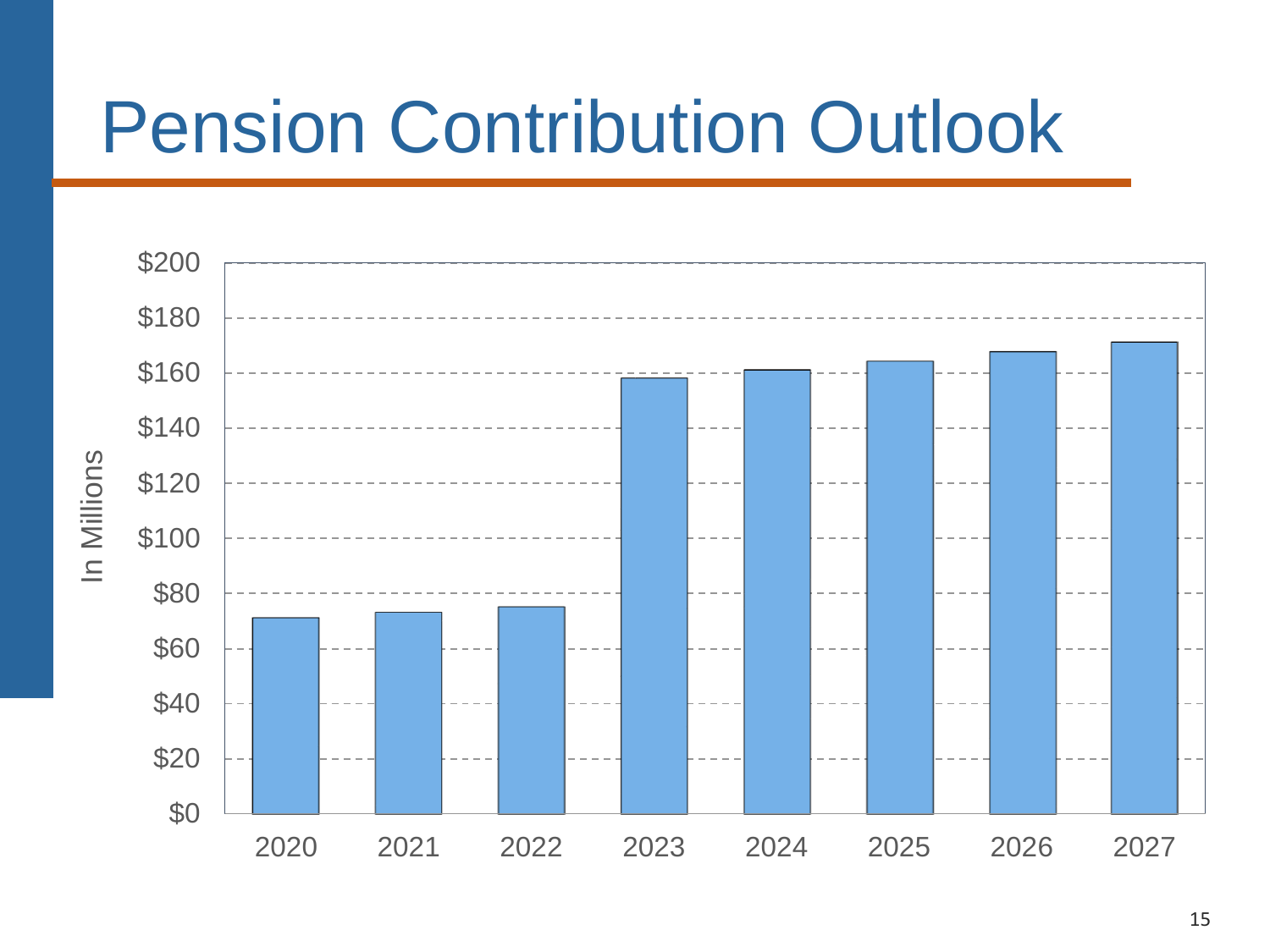# Pension Contribution Outlook

In Millions

| Year | Contribution |
|---|---|
| 2020 | ~$71 |
| 2021 | ~$73 |
| 2022 | ~$75 |
| 2023 | ~$158 |
| 2024 | ~$161 |
| 2025 | ~$164 |
| 2026 | ~$168 |
| 2027 | ~$171 |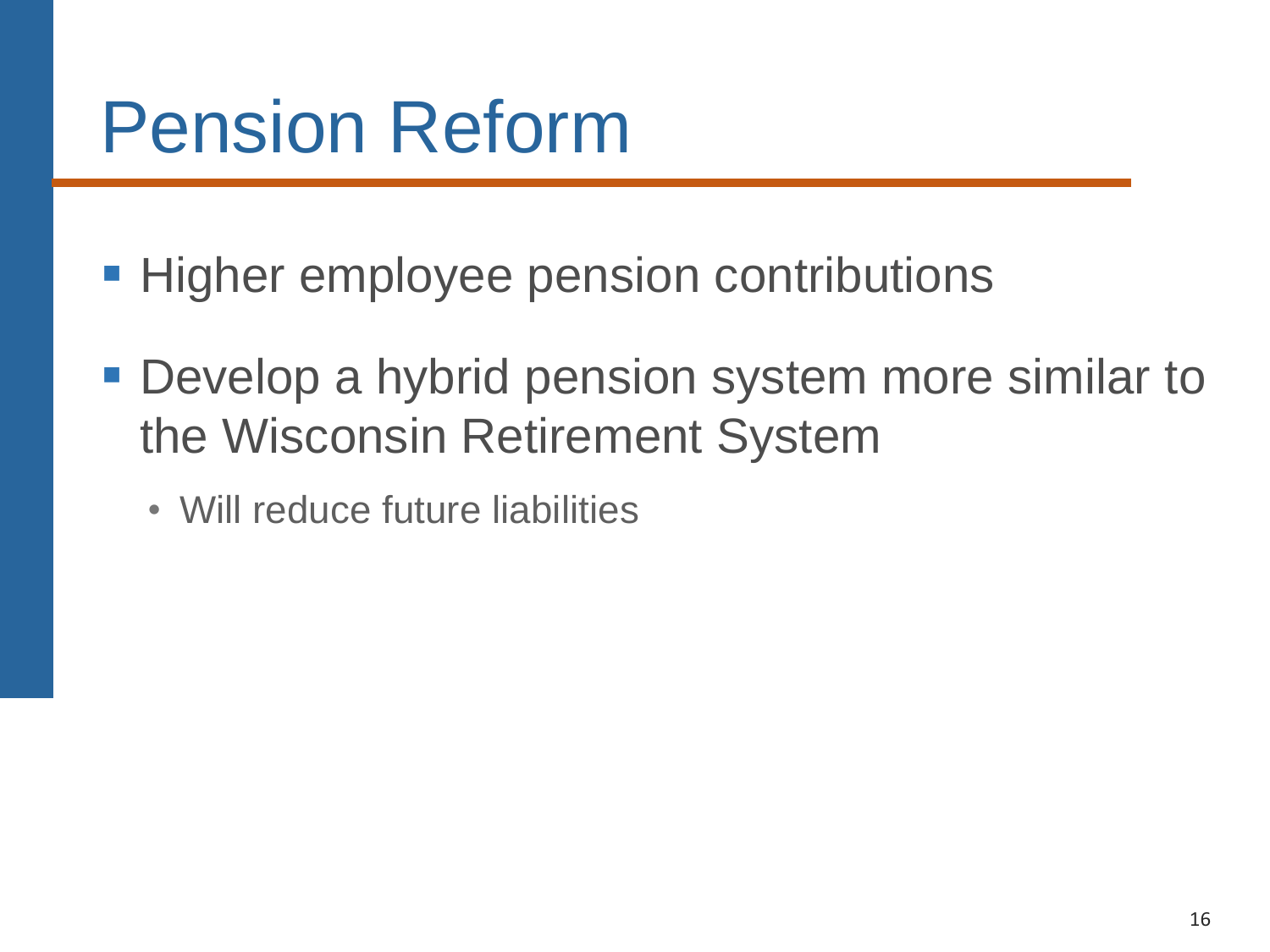# Pension Reform

- Higher employee pension contributions
- Develop a hybrid pension system more similar to the Wisconsin Retirement System
  - Will reduce future liabilities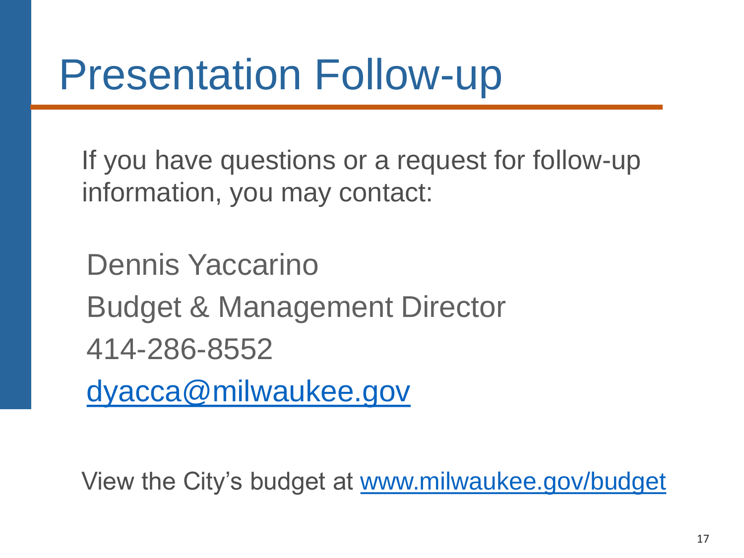# Presentation Follow-up

If you have questions or a request for follow-up information, you may contact:

Dennis Yaccarino

Budget & Management Director

414-286-8552

dyacca@milwaukee.gov

View the City's budget at www.milwaukee.gov/budget